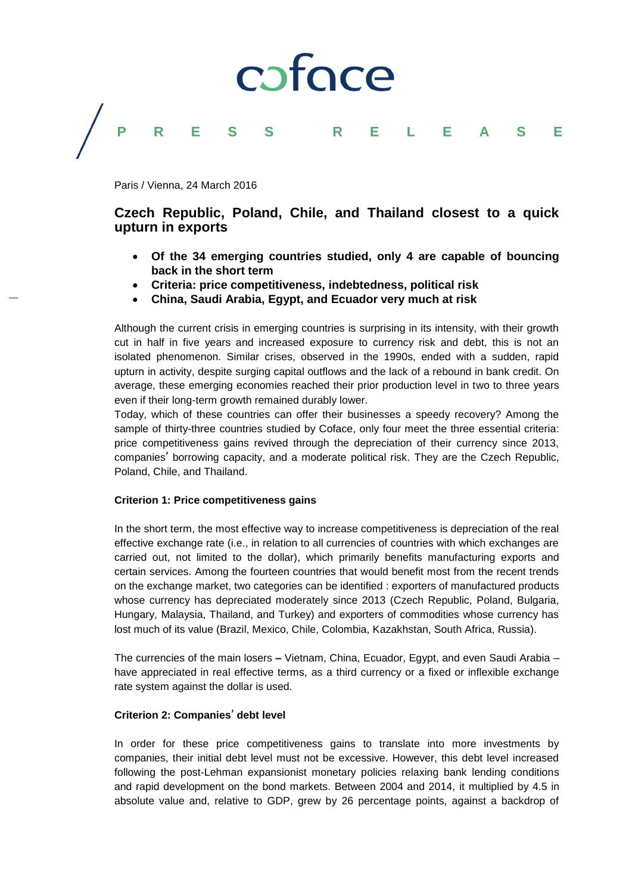coface

PRESS RELEASE

Paris / Vienna, 24 March 2016

# Czech Republic, Poland, Chile, and Thailand closest to a quick upturn in exports

- **Of the 34 emerging countries studied, only 4 are capable of bouncing back in the short term**
- **Criteria: price competitiveness, indebtedness, political risk**
- **China, Saudi Arabia, Egypt, and Ecuador very much at risk**

Although the current crisis in emerging countries is surprising in its intensity, with their growth cut in half in five years and increased exposure to currency risk and debt, this is not an isolated phenomenon. Similar crises, observed in the 1990s, ended with a sudden, rapid upturn in activity, despite surging capital outflows and the lack of a rebound in bank credit. On average, these emerging economies reached their prior production level in two to three years even if their long-term growth remained durably lower.

Today, which of these countries can offer their businesses a speedy recovery? Among the sample of thirty-three countries studied by Coface, only four meet the three essential criteria: price competitiveness gains revived through the depreciation of their currency since 2013, companies' borrowing capacity, and a moderate political risk. They are the Czech Republic, Poland, Chile, and Thailand.

**Criterion 1: Price competitiveness gains**

In the short term, the most effective way to increase competitiveness is depreciation of the real effective exchange rate (i.e., in relation to all currencies of countries with which exchanges are carried out, not limited to the dollar), which primarily benefits manufacturing exports and certain services. Among the fourteen countries that would benefit most from the recent trends on the exchange market, two categories can be identified : exporters of manufactured products whose currency has depreciated moderately since 2013 (Czech Republic, Poland, Bulgaria, Hungary, Malaysia, Thailand, and Turkey) and exporters of commodities whose currency has lost much of its value (Brazil, Mexico, Chile, Colombia, Kazakhstan, South Africa, Russia).

The currencies of the main losers – Vietnam, China, Ecuador, Egypt, and even Saudi Arabia – have appreciated in real effective terms, as a third currency or a fixed or inflexible exchange rate system against the dollar is used.

**Criterion 2: Companies' debt level**

In order for these price competitiveness gains to translate into more investments by companies, their initial debt level must not be excessive. However, this debt level increased following the post-Lehman expansionist monetary policies relaxing bank lending conditions and rapid development on the bond markets. Between 2004 and 2014, it multiplied by 4.5 in absolute value and, relative to GDP, grew by 26 percentage points, against a backdrop of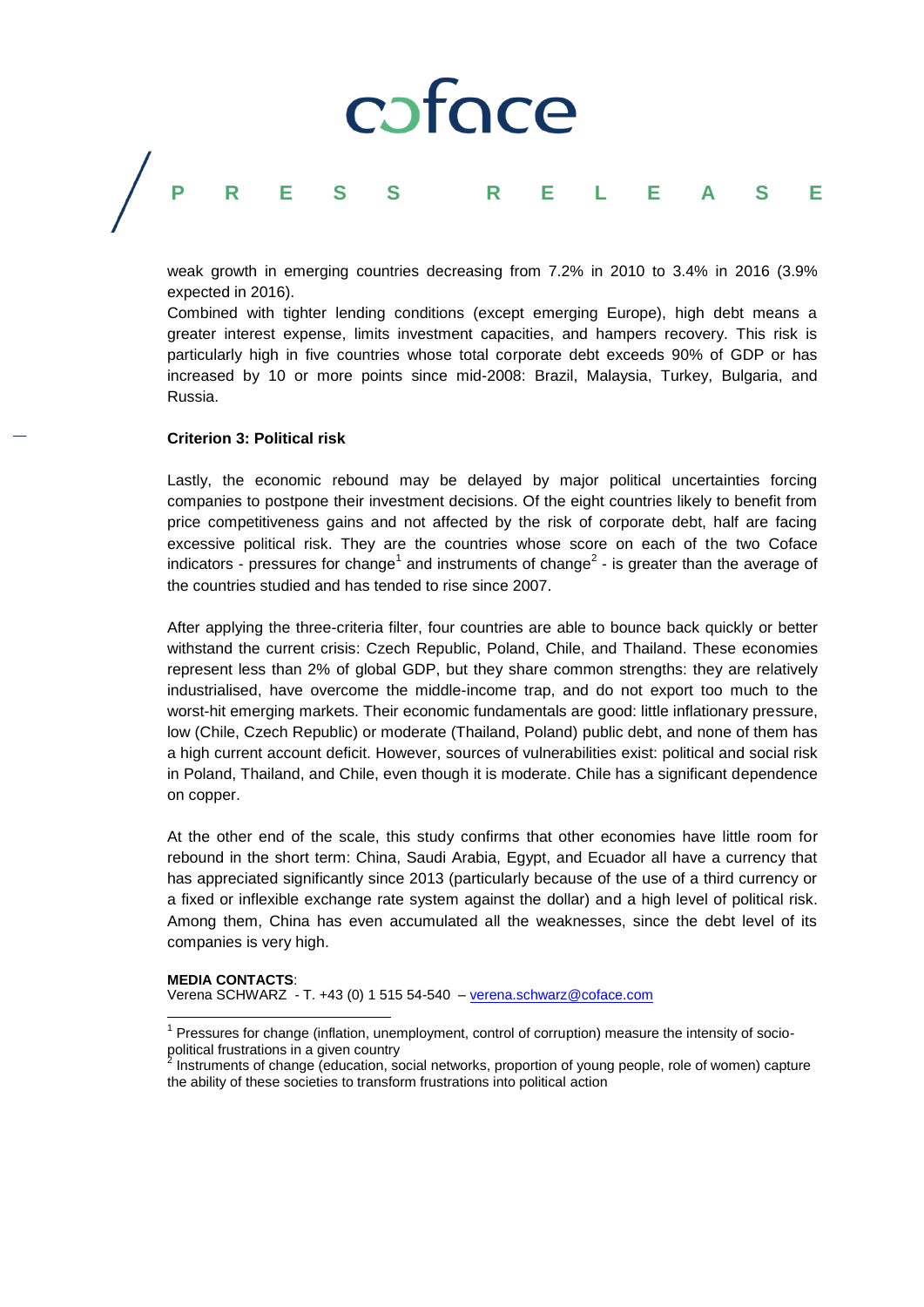weak growth in emerging countries decreasing from 7.2% in 2010 to 3.4% in 2016 (3.9% expected in 2016).
Combined with tighter lending conditions (except emerging Europe), high debt means a greater interest expense, limits investment capacities, and hampers recovery. This risk is particularly high in five countries whose total corporate debt exceeds 90% of GDP or has increased by 10 or more points since mid-2008: Brazil, Malaysia, Turkey, Bulgaria, and Russia.

**Criterion 3: Political risk**

Lastly, the economic rebound may be delayed by major political uncertainties forcing companies to postpone their investment decisions. Of the eight countries likely to benefit from price competitiveness gains and not affected by the risk of corporate debt, half are facing excessive political risk. They are the countries whose score on each of the two Coface indicators - pressures for change[1] and instruments of change[2] - is greater than the average of the countries studied and has tended to rise since 2007.

After applying the three-criteria filter, four countries are able to bounce back quickly or better withstand the current crisis: Czech Republic, Poland, Chile, and Thailand. These economies represent less than 2% of global GDP, but they share common strengths: they are relatively industrialised, have overcome the middle-income trap, and do not export too much to the worst-hit emerging markets. Their economic fundamentals are good: little inflationary pressure, low (Chile, Czech Republic) or moderate (Thailand, Poland) public debt, and none of them has a high current account deficit. However, sources of vulnerabilities exist: political and social risk in Poland, Thailand, and Chile, even though it is moderate. Chile has a significant dependence on copper.

At the other end of the scale, this study confirms that other economies have little room for rebound in the short term: China, Saudi Arabia, Egypt, and Ecuador all have a currency that has appreciated significantly since 2013 (particularly because of the use of a third currency or a fixed or inflexible exchange rate system against the dollar) and a high level of political risk. Among them, China has even accumulated all the weaknesses, since the debt level of its companies is very high.

**MEDIA CONTACTS**:
Verena SCHWARZ - T. +43 (0) 1 515 54-540 – verena.schwarz@coface.com

[1] Pressures for change (inflation, unemployment, control of corruption) measure the intensity of socio-political frustrations in a given country

[2] Instruments of change (education, social networks, proportion of young people, role of women) capture the ability of these societies to transform frustrations into political action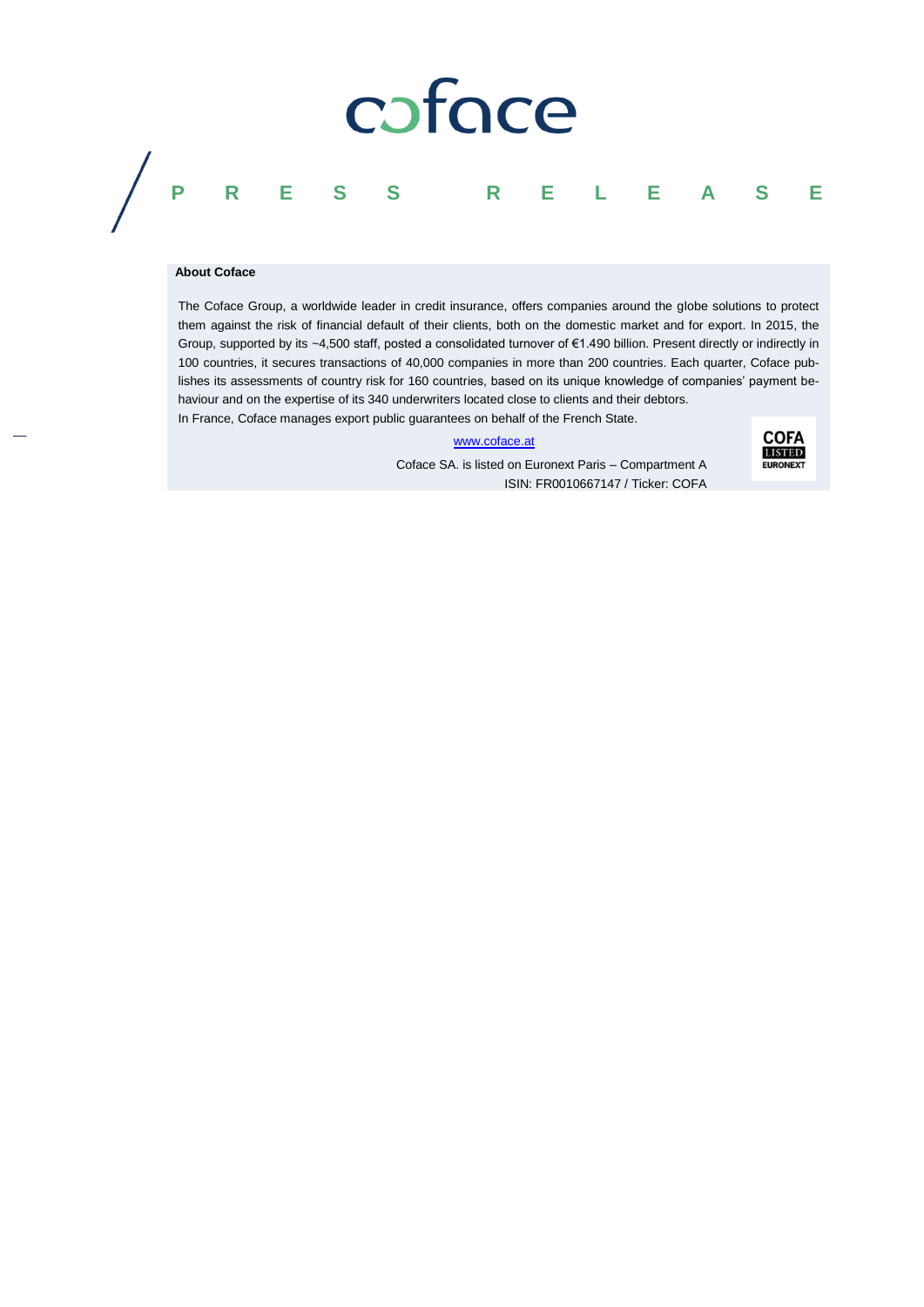**About Coface**

The Coface Group, a worldwide leader in credit insurance, offers companies around the globe solutions to protect them against the risk of financial default of their clients, both on the domestic market and for export. In 2015, the Group, supported by its ~4,500 staff, posted a consolidated turnover of €1.490 billion. Present directly or indirectly in 100 countries, it secures transactions of 40,000 companies in more than 200 countries. Each quarter, Coface publishes its assessments of country risk for 160 countries, based on its unique knowledge of companies' payment behaviour and on the expertise of its 340 underwriters located close to clients and their debtors.
In France, Coface manages export public guarantees on behalf of the French State.

[www.coface.at](http://www.coface.at)

Coface SA. is listed on Euronext Paris – Compartment A
ISIN: FR0010667147 / Ticker: COFA